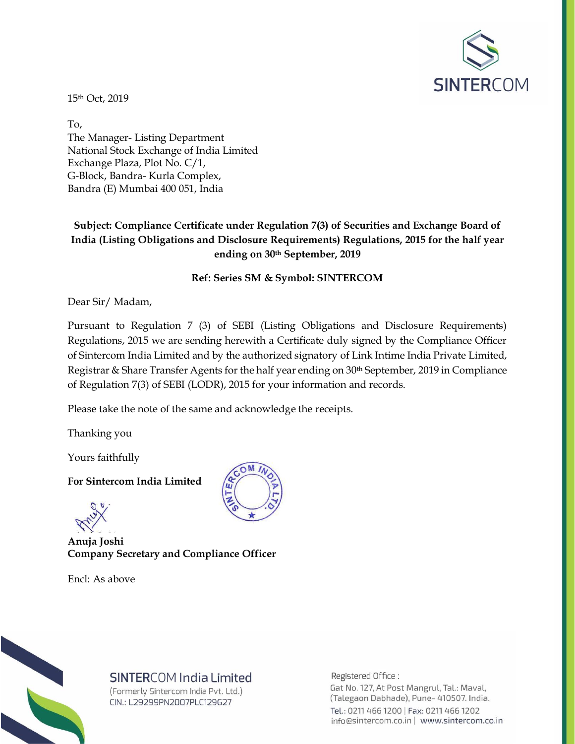SINTERCOM

15th Oct, 2019

To,
The Manager- Listing Department
National Stock Exchange of India Limited
Exchange Plaza, Plot No. C/1,
G-Block, Bandra- Kurla Complex,
Bandra (E) Mumbai 400 051, India

**Subject: Compliance Certificate under Regulation 7(3) of Securities and Exchange Board of India (Listing Obligations and Disclosure Requirements) Regulations, 2015 for the half year ending on 30th September, 2019**

**Ref: Series SM & Symbol: SINTERCOM**

Dear Sir/ Madam,

Pursuant to Regulation 7 (3) of SEBI (Listing Obligations and Disclosure Requirements) Regulations, 2015 we are sending herewith a Certificate duly signed by the Compliance Officer of Sintercom India Limited and by the authorized signatory of Link Intime India Private Limited, Registrar & Share Transfer Agents for the half year ending on 30th September, 2019 in Compliance of Regulation 7(3) of SEBI (LODR), 2015 for your information and records.

Please take the note of the same and acknowledge the receipts.

Thanking you

Yours faithfully

**For Sintercom India Limited**

**Anuja Joshi**
**Company Secretary and Compliance Officer**

Encl: As above

SINTERCOM India Limited
(Formerly Sintercom India Pvt. Ltd.)
CIN.: L29299PN2007PLC129627

Registered Office :
Gat No. 127, At Post Mangrul, Tal.: Maval,
(Talegaon Dabhade), Pune- 410507. India.
Tel.: 0211 466 1200 | Fax: 0211 466 1202
info@sintercom.co.in | www.sintercom.co.in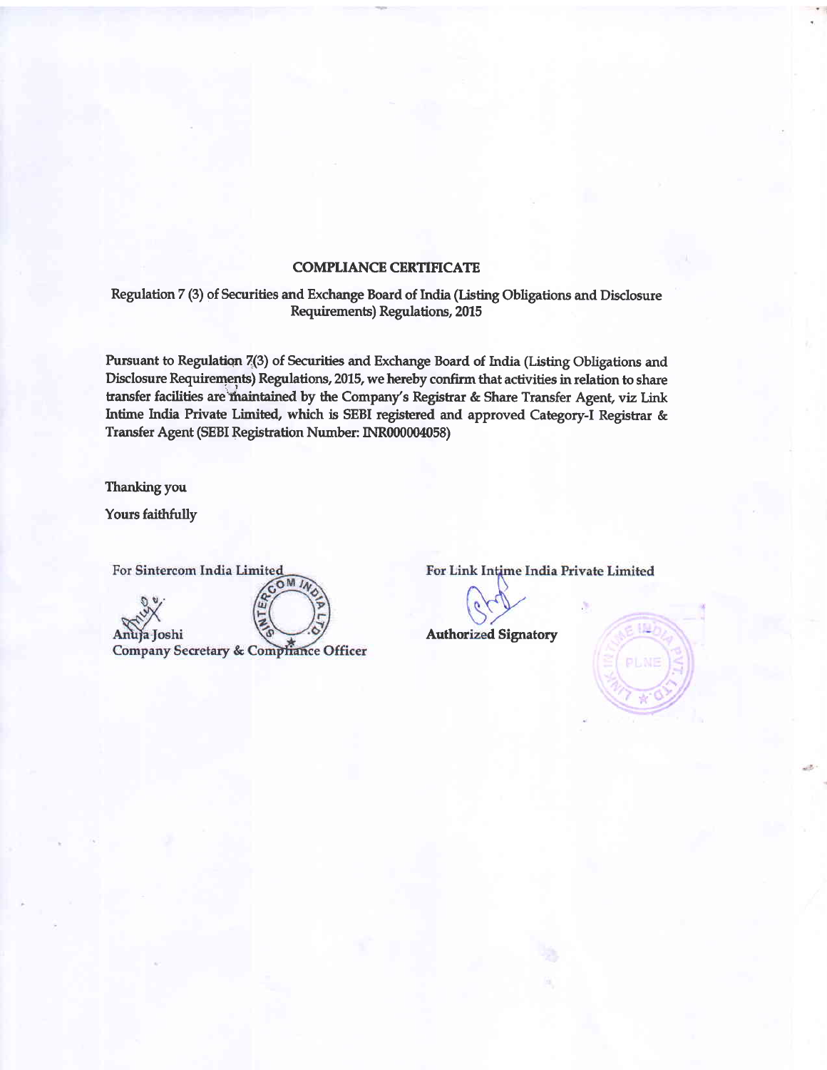# COMPLIANCE CERTIFICATE

Regulation 7 (3) of Securities and Exchange Board of India (Listing Obligations and Disclosure Requirements) Regulations, 2015

Pursuant to Regulation 7(3) of Securities and Exchange Board of India (Listing Obligations and Disclosure Requirements) Regulations, 2015, we hereby confirm that activities in relation to share transfer facilities are maintained by the Company's Registrar & Share Transfer Agent, viz Link Intime India Private Limited, which is SEBI registered and approved Category-I Registrar & Transfer Agent (SEBI Registration Number: INR000004058)

Thanking you

Yours faithfully

For Sintercom India Limited

Anuja Joshi
Company Secretary & Compliance Officer

For Link Intime India Private Limited

Authorized Signatory